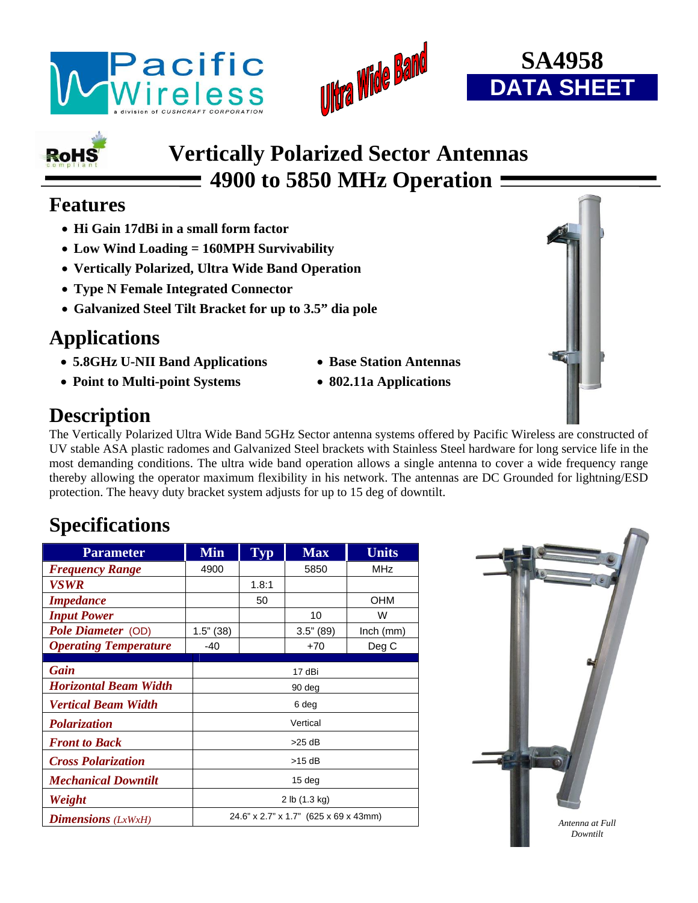Pacific Wireless
a division of CUSHCRAFT CORPORATION

Ultra Wide Band

**SA4958**
**DATA SHEET**

RoHS compliant

# Vertically Polarized Sector Antennas
# 4900 to 5850 MHz Operation

## Features

- **Hi Gain 17dBi in a small form factor**
- **Low Wind Loading = 160MPH Survivability**
- **Vertically Polarized, Ultra Wide Band Operation**
- **Type N Female Integrated Connector**
- **Galvanized Steel Tilt Bracket for up to 3.5" dia pole**

## Applications

- **5.8GHz U-NII Band Applications**
- **Point to Multi-point Systems**
- **Base Station Antennas**
- **802.11a Applications**

## Description

The Vertically Polarized Ultra Wide Band 5GHz Sector antenna systems offered by Pacific Wireless are constructed of UV stable ASA plastic radomes and Galvanized Steel brackets with Stainless Steel hardware for long service life in the most demanding conditions. The ultra wide band operation allows a single antenna to cover a wide frequency range thereby allowing the operator maximum flexibility in his network. The antennas are DC Grounded for lightning/ESD protection. The heavy duty bracket system adjusts for up to 15 deg of downtilt.

## Specifications

| Parameter | Min | Typ | Max | Units |
|---|---|---|---|---|
| *Frequency Range* | 4900 | | 5850 | MHz |
| *VSWR* | | 1.8:1 | | |
| *Impedance* | | 50 | | OHM |
| *Input Power* | | | 10 | W |
| *Pole Diameter* (OD) | 1.5" (38) | | 3.5" (89) | Inch (mm) |
| *Operating Temperature* | -40 | | +70 | Deg C |
| *Gain* | 17 dBi | | | |
| *Horizontal Beam Width* | 90 deg | | | |
| *Vertical Beam Width* | 6 deg | | | |
| *Polarization* | Vertical | | | |
| *Front to Back* | >25 dB | | | |
| *Cross Polarization* | >15 dB | | | |
| *Mechanical Downtilt* | 15 deg | | | |
| *Weight* | 2 lb (1.3 kg) | | | |
| *Dimensions* (LxWxH) | 24.6" x 2.7" x 1.7" (625 x 69 x 43mm) | | | |

*Antenna at Full Downtilt*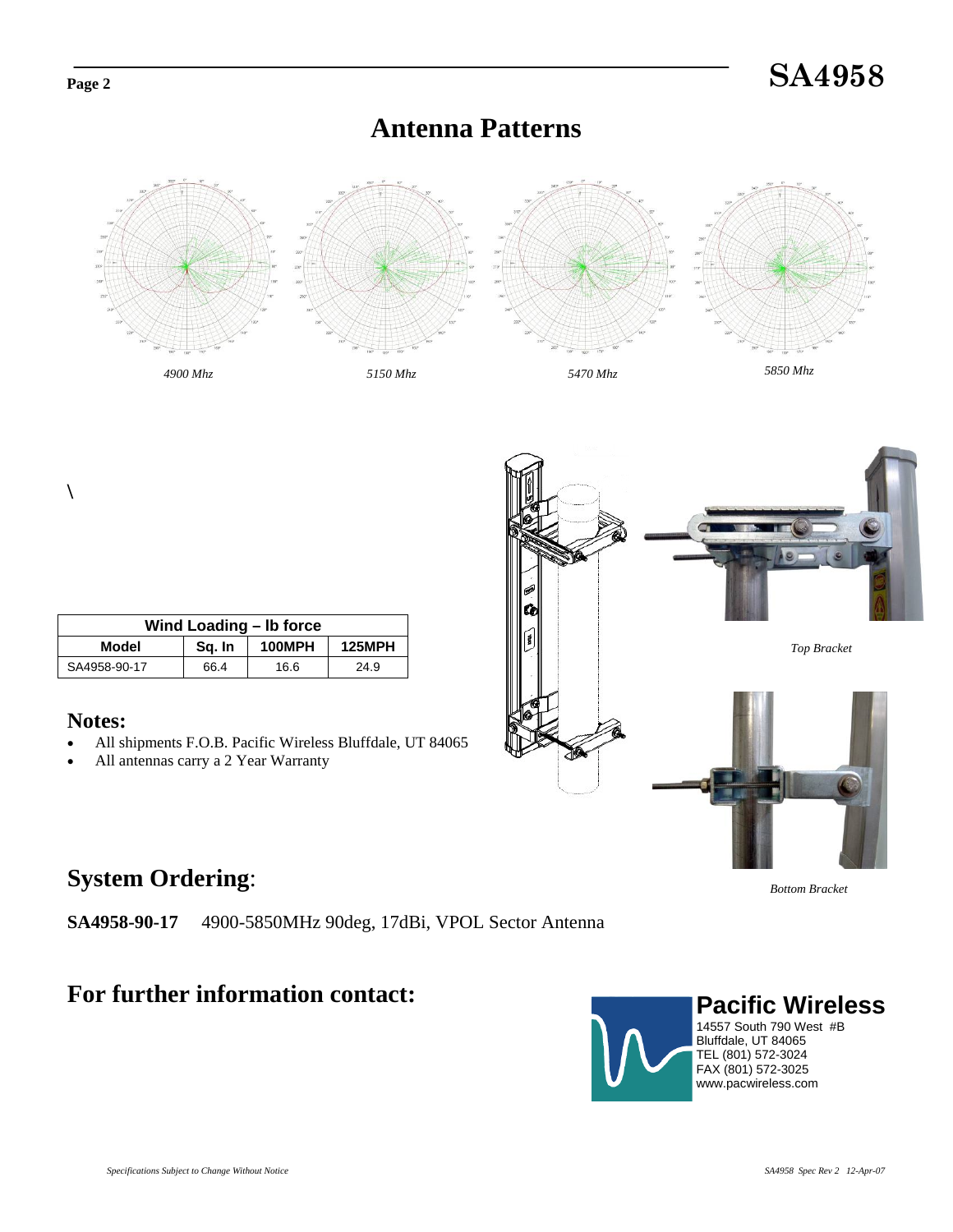# Antenna Patterns

*4900 Mhz*

*5150 Mhz*

*5470 Mhz*

*5850 Mhz*

\

| Wind Loading – lb force | | | |
|---|---|---|---|
| **Model** | **Sq. In** | **100MPH** | **125MPH** |
| SA4958-90-17 | 66.4 | 16.6 | 24.9 |

*Top Bracket*

*Bottom Bracket*

## Notes:

- All shipments F.O.B. Pacific Wireless Bluffdale, UT 84065
- All antennas carry a 2 Year Warranty

## System Ordering:

**SA4958-90-17** 4900-5850MHz 90deg, 17dBi, VPOL Sector Antenna

## For further information contact:

**Pacific Wireless**
14557 South 790 West #B
Bluffdale, UT 84065
TEL (801) 572-3024
FAX (801) 572-3025
www.pacwireless.com

*Specifications Subject to Change Without Notice*

*SA4958 Spec Rev 2 12-Apr-07*